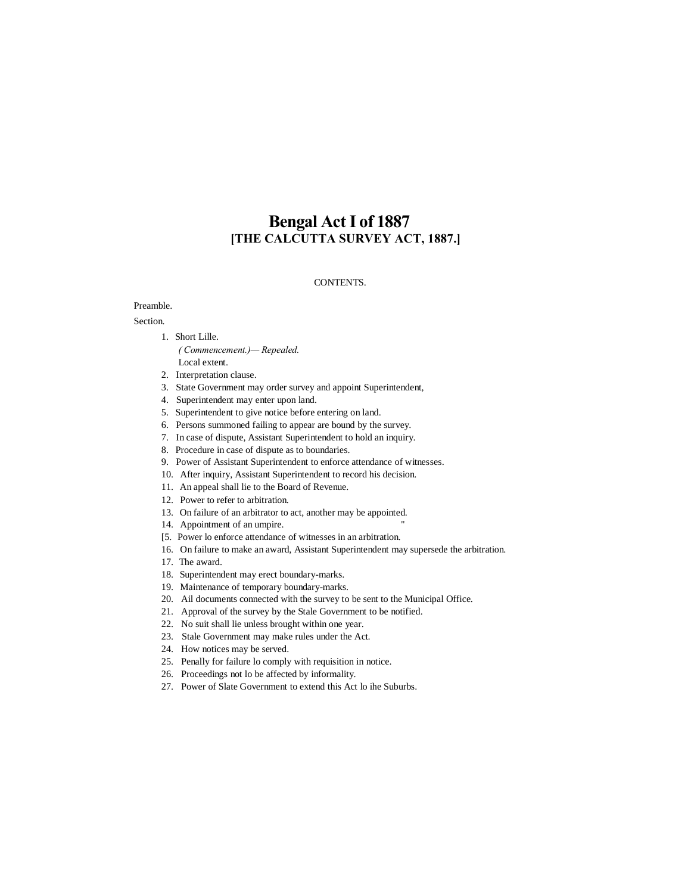# Bengal Act I of 1887
## [THE CALCUTTA SURVEY ACT, 1887.]

CONTENTS.

Preamble.

Section.

1. Short Lille.
   *( Commencement.)— Repealed.*
   Local extent.
2. Interpretation clause.
3. State Government may order survey and appoint Superintendent,
4. Superintendent may enter upon land.
5. Superintendent to give notice before entering on land.
6. Persons summoned failing to appear are bound by the survey.
7. In case of dispute, Assistant Superintendent to hold an inquiry.
8. Procedure in case of dispute as to boundaries.
9. Power of Assistant Superintendent to enforce attendance of witnesses.
10. After inquiry, Assistant Superintendent to record his decision.
11. An appeal shall lie to the Board of Revenue.
12. Power to refer to arbitration.
13. On failure of an arbitrator to act, another may be appointed.
14. Appointment of an umpire. "
[5. Power lo enforce attendance of witnesses in an arbitration.
16. On failure to make an award, Assistant Superintendent may supersede the arbitration.
17. The award.
18. Superintendent may erect boundary-marks.
19. Maintenance of temporary boundary-marks.
20. Ail documents connected with the survey to be sent to the Municipal Office.
21. Approval of the survey by the Stale Government to be notified.
22. No suit shall lie unless brought within one year.
23. Stale Government may make rules under the Act.
24. How notices may be served.
25. Penally for failure lo comply with requisition in notice.
26. Proceedings not lo be affected by informality.
27. Power of Slate Government to extend this Act lo ihe Suburbs.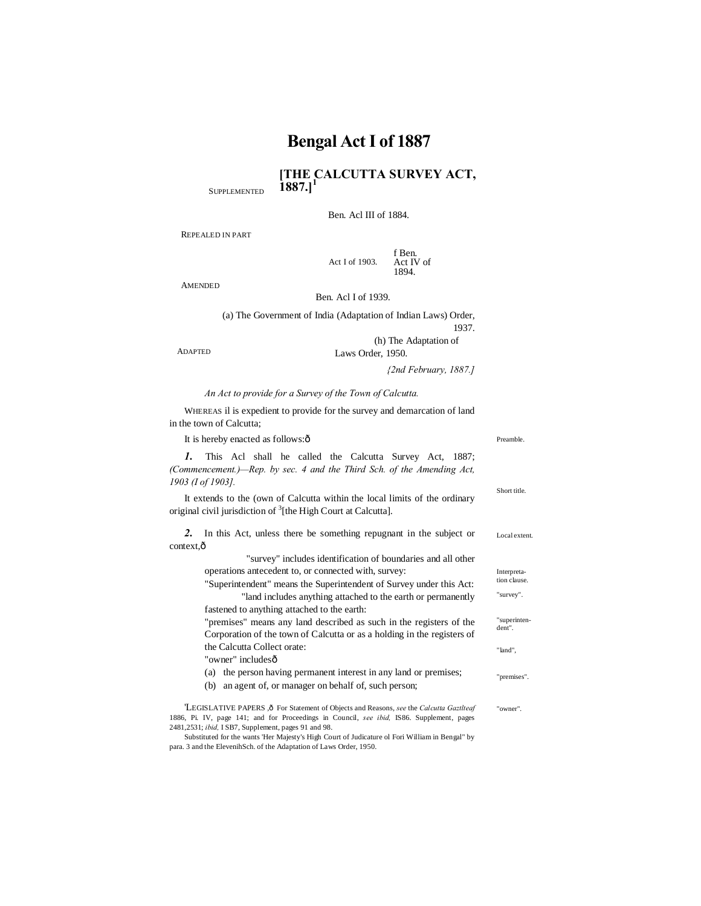# Bengal Act I of 1887

## [THE CALCUTTA SURVEY ACT, 1887.][1]

SUPPLEMENTED — Ben. Acl III of 1884.

REPEALED IN PART — Act I of 1903. f Ben. Act IV of 1894.

AMENDED — Ben. Acl I of 1939.

ADAPTED — (a) The Government of India (Adaptation of Indian Laws) Order, 1937. (h) The Adaptation of Laws Order, 1950.

*{2nd February, 1887.]*

*An Act to provide for a Survey of the Town of Calcutta.*

WHEREAS il is expedient to provide for the survey and demarcation of land in the town of Calcutta;

It is hereby enacted as follows:ô

Preamble.

***1.*** This Acl shall he called the Calcutta Survey Act, 1887; *(Commencement.)—Rep. by sec. 4 and the Third Sch. of the Amending Act, 1903 (I of 1903].*

Short title.

It extends to the (own of Calcutta within the local limits of the ordinary original civil jurisdiction of [3][the High Court at Calcutta].

Local extent.

***2.*** In this Act, unless there be something repugnant in the subject or context,ô

Interpretation clause.

"survey" includes identification of boundaries and all other operations antecedent to, or connected with, survey:

"survey".

"Superintendent" means the Superintendent of Survey under this Act:

"superintendent".

"land includes anything attached to the earth or permanently fastened to anything attached to the earth:

"land",

"premises" means any land described as such in the registers of the Corporation of the town of Calcutta or as a holding in the registers of the Calcutta Collect orate:

"premises".

"owner" includesô

"owner".

(a) the person having permanent interest in any land or premises;

(b) an agent of, or manager on behalf of, such person;

'LEGISLATIVE PAPERS ,ô For Statement of Objects and Reasons, *see* the *Calcutta Gaztlteaf* 1886, Pi. IV, page 141; and for Proceedings in Council, *see ibid,* IS86. Supplement, pages 2481,2531; *ibid,* I SB7, Supplement, pages 91 and 98.

Substituted for the wants 'Her Majesty's High Court of Judicature ol Fori William in Bengal" by para. 3 and the ElevenihSch. of the Adaptation of Laws Order, 1950.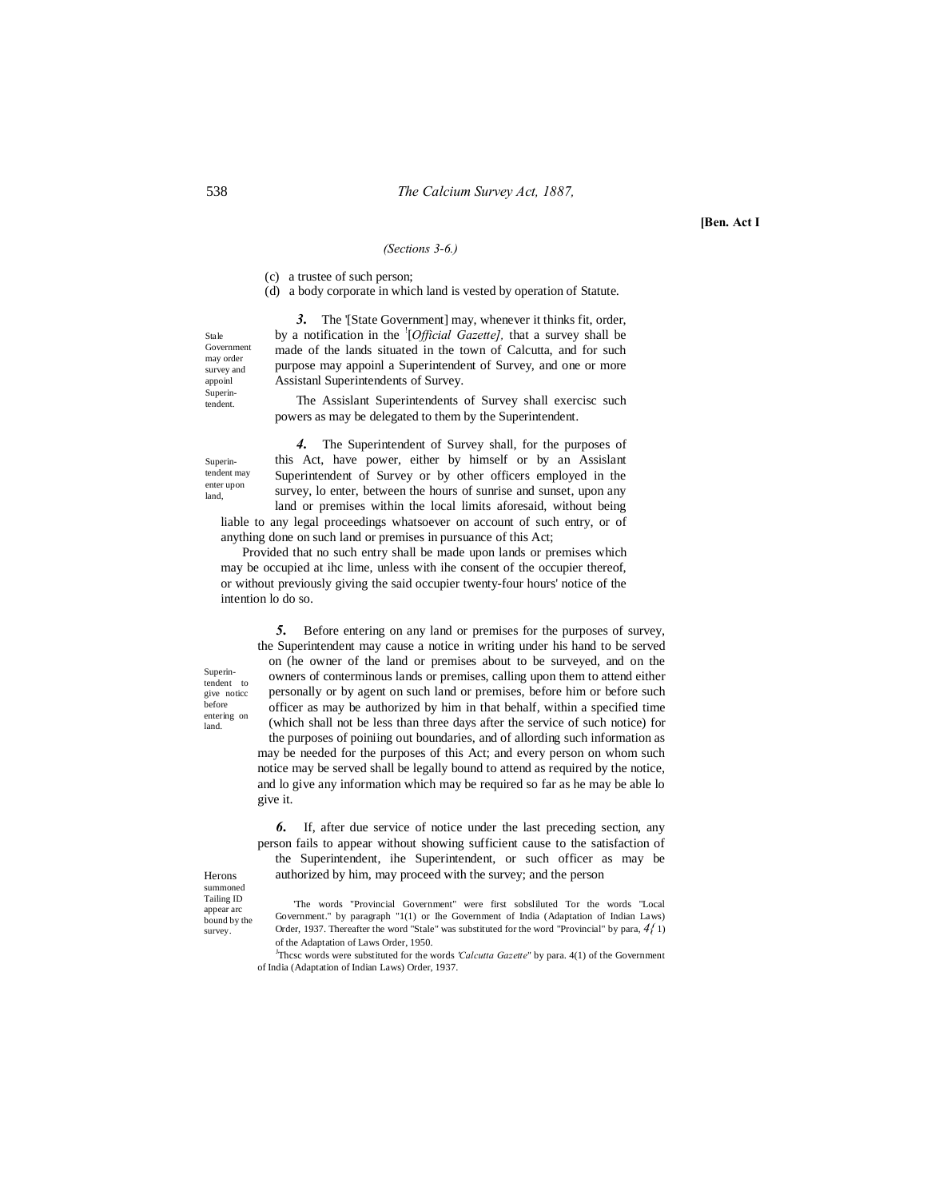**[Ben. Act I**

*(Sections 3-6.)*

(c) a trustee of such person;

(d) a body corporate in which land is vested by operation of Statute.

Stale Government may order survey and appoinl Superintendent.

***3.*** The '[State Government] may, whenever it thinks fit, order, by a notification in the [1][*Official Gazette]*, that a survey shall be made of the lands situated in the town of Calcutta, and for such purpose may appoinl a Superintendent of Survey, and one or more Assistanl Superintendents of Survey.

The Assislant Superintendents of Survey shall exercisc such powers as may be delegated to them by the Superintendent.

Superintendent may enter upon land,

***4.*** The Superintendent of Survey shall, for the purposes of this Act, have power, either by himself or by an Assislant Superintendent of Survey or by other officers employed in the survey, lo enter, between the hours of sunrise and sunset, upon any land or premises within the local limits aforesaid, without being liable to any legal proceedings whatsoever on account of such entry, or of anything done on such land or premises in pursuance of this Act;

Provided that no such entry shall be made upon lands or premises which may be occupied at ihc lime, unless with ihe consent of the occupier thereof, or without previously giving the said occupier twenty-four hours' notice of the intention lo do so.

Superintendent to give noticc before entering on land.

***5.*** Before entering on any land or premises for the purposes of survey, the Superintendent may cause a notice in writing under his hand to be served on (he owner of the land or premises about to be surveyed, and on the owners of conterminous lands or premises, calling upon them to attend either personally or by agent on such land or premises, before him or before such officer as may be authorized by him in that behalf, within a specified time (which shall not be less than three days after the service of such notice) for the purposes of poiniing out boundaries, and of allording such information as may be needed for the purposes of this Act; and every person on whom such notice may be served shall be legally bound to attend as required by the notice, and lo give any information which may be required so far as he may be able lo give it.

Herons summoned Tailing ID appear arc bound by the survey.

***6.*** If, after due service of notice under the last preceding section, any person fails to appear without showing sufficient cause to the satisfaction of the Superintendent, ihe Superintendent, or such officer as may be authorized by him, may proceed with the survey; and the person

'The words "Provincial Government" were first sobsliluted Tor the words "Local Government." by paragraph "1(1) or Ihe Government of India (Adaptation of Indian Laws) Order, 1937. Thereafter the word "Stale" was substituted for the word "Provincial" by para, 4(1) of the Adaptation of Laws Order, 1950.

[1]Thcsc words were substituted for the words *'Calcutta Gazette*" by para. 4(1) of the Government of India (Adaptation of Indian Laws) Order, 1937.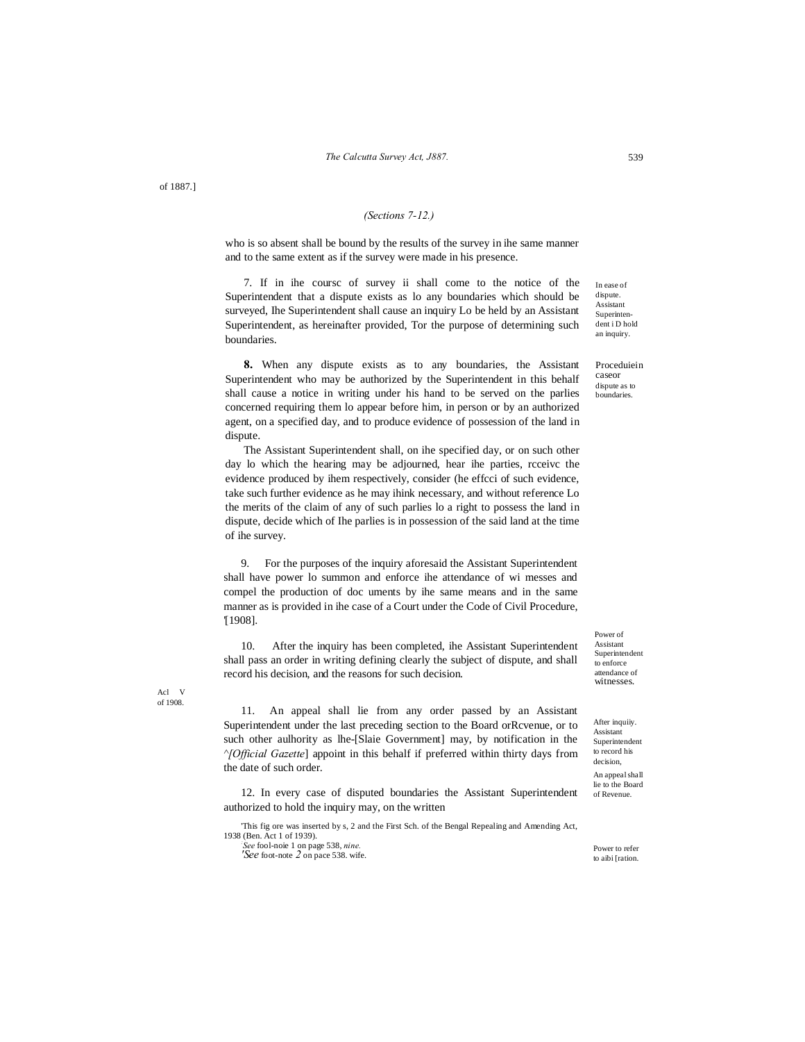of 1887.]

*(Sections 7-12.)*

who is so absent shall be bound by the results of the survey in ihe same manner and to the same extent as if the survey were made in his presence.

In ease of dispute. Assistant Superintendent i D hold an inquiry.

7. If in ihe coursc of survey ii shall come to the notice of the Superintendent that a dispute exists as lo any boundaries which should be surveyed, Ihe Superintendent shall cause an inquiry Lo be held by an Assistant Superintendent, as hereinafter provided, Tor the purpose of determining such boundaries.

Proceduiein caseor dispute as to boundaries.

**8.** When any dispute exists as to any boundaries, the Assistant Superintendent who may be authorized by the Superintendent in this behalf shall cause a notice in writing under his hand to be served on the parlies concerned requiring them lo appear before him, in person or by an authorized agent, on a specified day, and to produce evidence of possession of the land in dispute.

The Assistant Superintendent shall, on ihe specified day, or on such other day lo which the hearing may be adjourned, hear ihe parties, rcceivc the evidence produced by ihem respectively, consider (he effcci of such evidence, take such further evidence as he may ihink necessary, and without reference Lo the merits of the claim of any of such parlies lo a right to possess the land in dispute, decide which of Ihe parlies is in possession of the said land at the time of ihe survey.

Power of Assistant Superintendent to enforce attendance of witnesses.

9. For the purposes of the inquiry aforesaid the Assistant Superintendent shall have power lo summon and enforce ihe attendance of wi messes and compel the production of doc uments by ihe same means and in the same manner as is provided in ihe case of a Court under the Code of Civil Procedure, '[1908].

Acl V of 1908.

After inquiiy. Assistant Superintendent to record his decision,

10. After the inquiry has been completed, ihe Assistant Superintendent shall pass an order in writing defining clearly the subject of dispute, and shall record his decision, and the reasons for such decision.

An appeal shall lie to the Board of Revenue.

11. An appeal shall lie from any order passed by an Assistant Superintendent under the last preceding section to the Board orRcvenue, or to such other aulhority as lhe-[Slaie Government] may, by notification in the ^*[Official Gazette*] appoint in this behalf if preferred within thirty days from the date of such order.

Power to refer to aibi [ration.

12. In every case of disputed boundaries the Assistant Superintendent authorized to hold the inquiry may, on the written

'This fig ore was inserted by s, 2 and the First Sch. of the Bengal Repealing and Amending Act, 1938 (Ben. Act 1 of 1939).

*See* fool-noie 1 on page 538, *nine.*

*'See* foot-note *2* on pace 538. wife.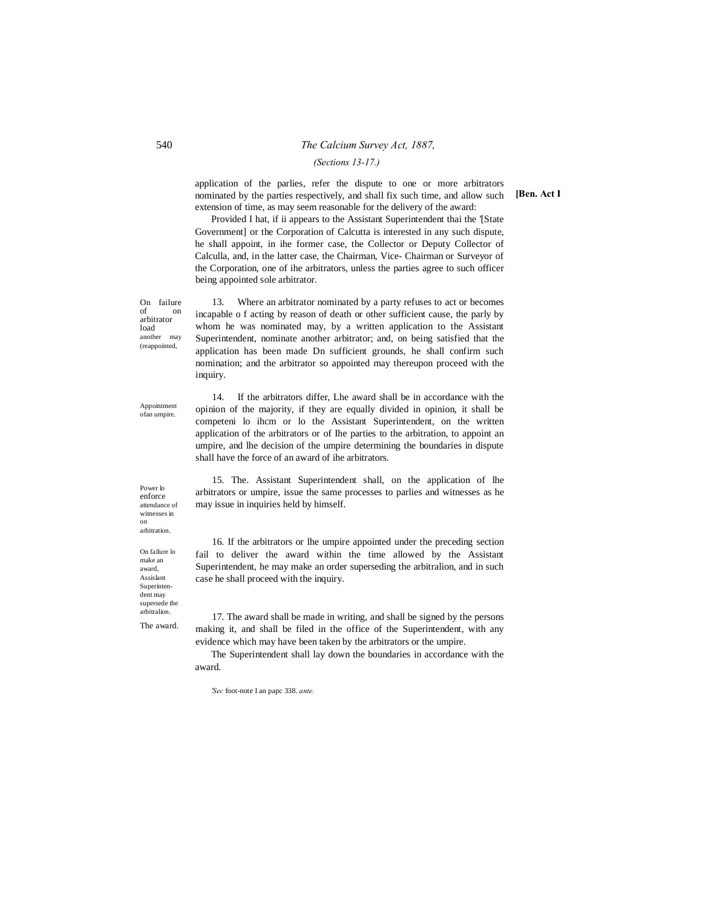application of the parlies, refer the dispute to one or more arbitrators nominated by the parties respectively, and shall fix such time, and allow such extension of time, as may seem reasonable for the delivery of the award:

Provided I hat, if ii appears to the Assistant Superintendent thai the '[State Government] or the Corporation of Calcutta is interested in any such dispute, he shall appoint, in ihe former case, the Collector or Deputy Collector of Calculla, and, in the latter case, the Chairman, Vice- Chairman or Surveyor of the Corporation, one of ihe arbitrators, unless the parties agree to such officer being appointed sole arbitrator.

*On failure of on arbitrator load another may (reappointed,*

13. Where an arbitrator nominated by a party refuses to act or becomes incapable o f acting by reason of death or other sufficient cause, the parly by whom he was nominated may, by a written application to the Assistant Superintendent, nominate another arbitrator; and, on being satisfied that the application has been made Dn sufficient grounds, he shall confirm such nomination; and the arbitrator so appointed may thereupon proceed with the inquiry.

*Appointment ofan umpire.*

14. If the arbitrators differ, Lhe award shall be in accordance with the opinion of the majority, if they are equally divided in opinion, it shall be competeni lo ihcm or lo the Assistant Superintendent, on the written application of the arbitrators or of Ihe parties to the arbitration, to appoint an umpire, and lhe decision of the umpire determining the boundaries in dispute shall have the force of an award of ihe arbitrators.

*Power lo enforce attendance of witnesses in on arbitration.*

15. The. Assistant Superintendent shall, on the application of lhe arbitrators or umpire, issue the same processes to parlies and witnesses as he may issue in inquiries held by himself.

*On failure lo make an award, Assislant Superintendent may supersede the arbitralion.*

16. If the arbitrators or lhe umpire appointed under the preceding section fail to deliver the award within the time allowed by the Assistant Superintendent, he may make an order superseding the arbitralion, and in such case he shall proceed with the inquiry.

*The award.*

17. The award shall be made in writing, and shall be signed by the persons making it, and shall be filed in the office of the Superintendent, with any evidence which may have been taken by the arbitrators or the umpire.

The Superintendent shall lay down the boundaries in accordance with the award.

'*Sec* foot-note I an papc 338. *ante.*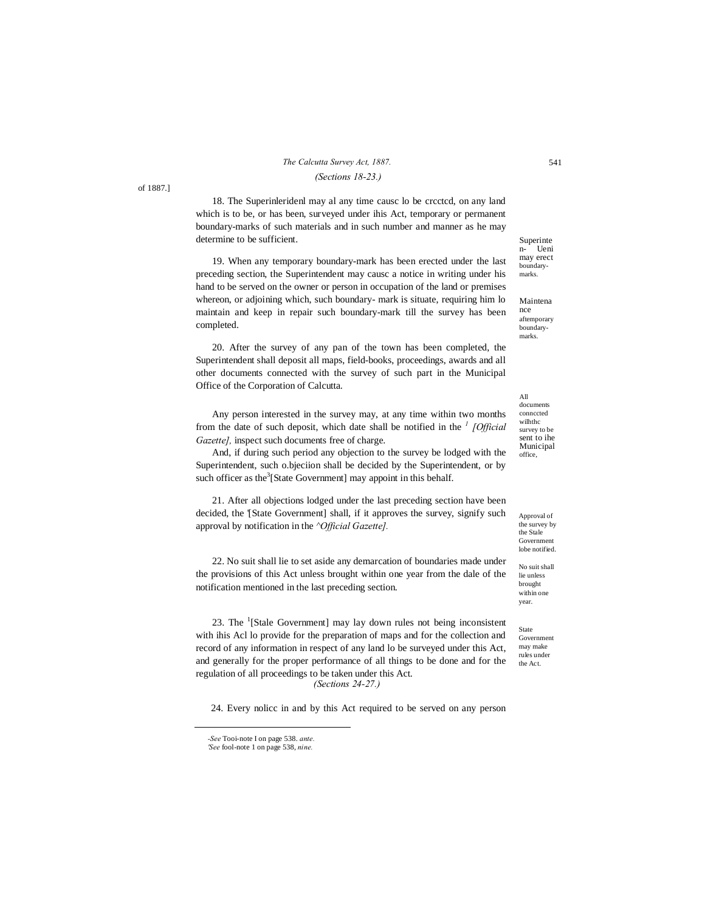(Sections 18-23.)

of 1887.]

Superinte n- Ueni may erect boundary-marks.

18. The Superinleridenl may al any time causc lo be crcctcd, on any land which is to be, or has been, surveyed under ihis Act, temporary or permanent boundary-marks of such materials and in such number and manner as he may determine to be sufficient.

Maintena nce aftemporary boundary-marks.

19. When any temporary boundary-mark has been erected under the last preceding section, the Superintendent may causc a notice in writing under his hand to be served on the owner or person in occupation of the land or premises whereon, or adjoining which, such boundary- mark is situate, requiring him lo maintain and keep in repair such boundary-mark till the survey has been completed.

All documents connccted wilhthc survey to be sent to ihe Municipal office,

20. After the survey of any pan of the town has been completed, the Superintendent shall deposit all maps, field-books, proceedings, awards and all other documents connected with the survey of such part in the Municipal Office of the Corporation of Calcutta.

Any person interested in the survey may, at any time within two months from the date of such deposit, which date shall be notified in the [1] *[Official Gazette],* inspect such documents free of charge.

And, if during such period any objection to the survey be lodged with the Superintendent, such o.bjeciion shall be decided by the Superintendent, or by such officer as the[3][State Government] may appoint in this behalf.

Approval of the survey by the Stale Government lobe notified.

21. After all objections lodged under the last preceding section have been decided, the '[State Government] shall, if it approves the survey, signify such approval by notification in the *^Official Gazette].*

No suit shall lie unless brought within one year.

22. No suit shall lie to set aside any demarcation of boundaries made under the provisions of this Act unless brought within one year from the dale of the notification mentioned in the last preceding section.

State Government may make rules under the Act.

23. The [1][Stale Government] may lay down rules not being inconsistent with ihis Acl lo provide for the preparation of maps and for the collection and record of any information in respect of any land lo be surveyed under this Act, and generally for the proper performance of all things to be done and for the regulation of all proceedings to be taken under this Act.

*(Sections 24-27.)*

24. Every nolicc in and by this Act required to be served on any person

-*See* Tooi-note I on page 538. *ante.*
'*See* fool-note 1 on page 538, *nine.*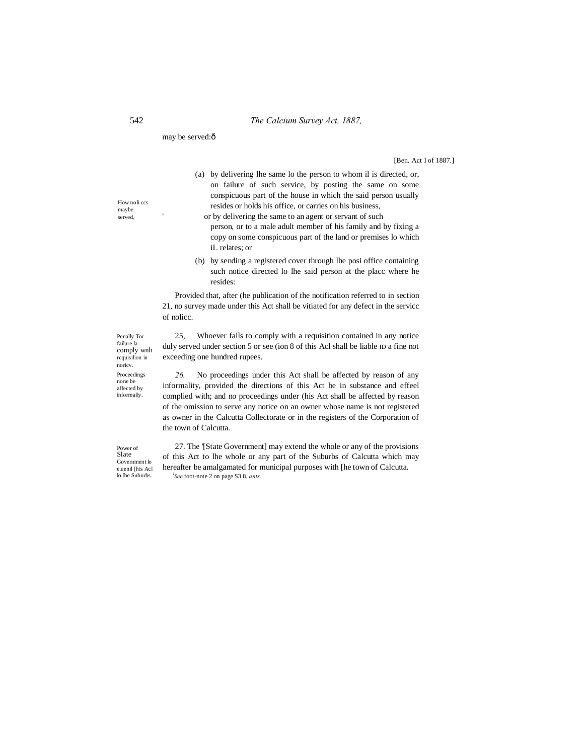may be served:ô

[Ben. Act I of 1887.]

How noli ccs maybe served,

(a) by delivering lhe same lo the person to whom il is directed, or, on failure of such service, by posting the same on some conspicuous part of the house in which the said person usually resides or holds his office, or carries on his business,

or by delivering the same to an agent or servant of such person, or to a male adult member of his family and by fixing a copy on some conspicuous part of the land or premises lo which iL relates; or

(b) by sending a registered cover through lhe posi office containing such notice directed lo lhe said person at the placc where he resides:

Provided that, after (he publication of the notification referred to in section 21, no survey made under this Act shall be vitiated for any defect in the servicc of nolicc.

Penally Tor failure la comply wnh rcquisilion in noricv.

25, Whoever fails to comply with a requisition contained in any notice duly served under section 5 or see (ion 8 of this Acl shall be liable ID a fine not exceeding one hundred rupees.

Proceedings none be affected by informally.

*26.* No proceedings under this Act shall be affected by reason of any informality, provided the directions of this Act be in substance and effeel complied with; and no proceedings under (his Act shall be affected by reason of the omission to serve any notice on an owner whose name is not registered as owner in the Calcutta Collectorate or in the registers of the Corporation of the town of Calcutta.

Power of Slate Government lo e.uenil [his Acl lo lhe Suburbs.

27. The '[State Government] may extend the whole or any of the provisions of this Act to lhe whole or any part of the Suburbs of Calcutta which may hereafter be amalgamated for municipal purposes with [he town of Calcutta.

[1] *See* foot-note 2 on page S3 8, *ants.*